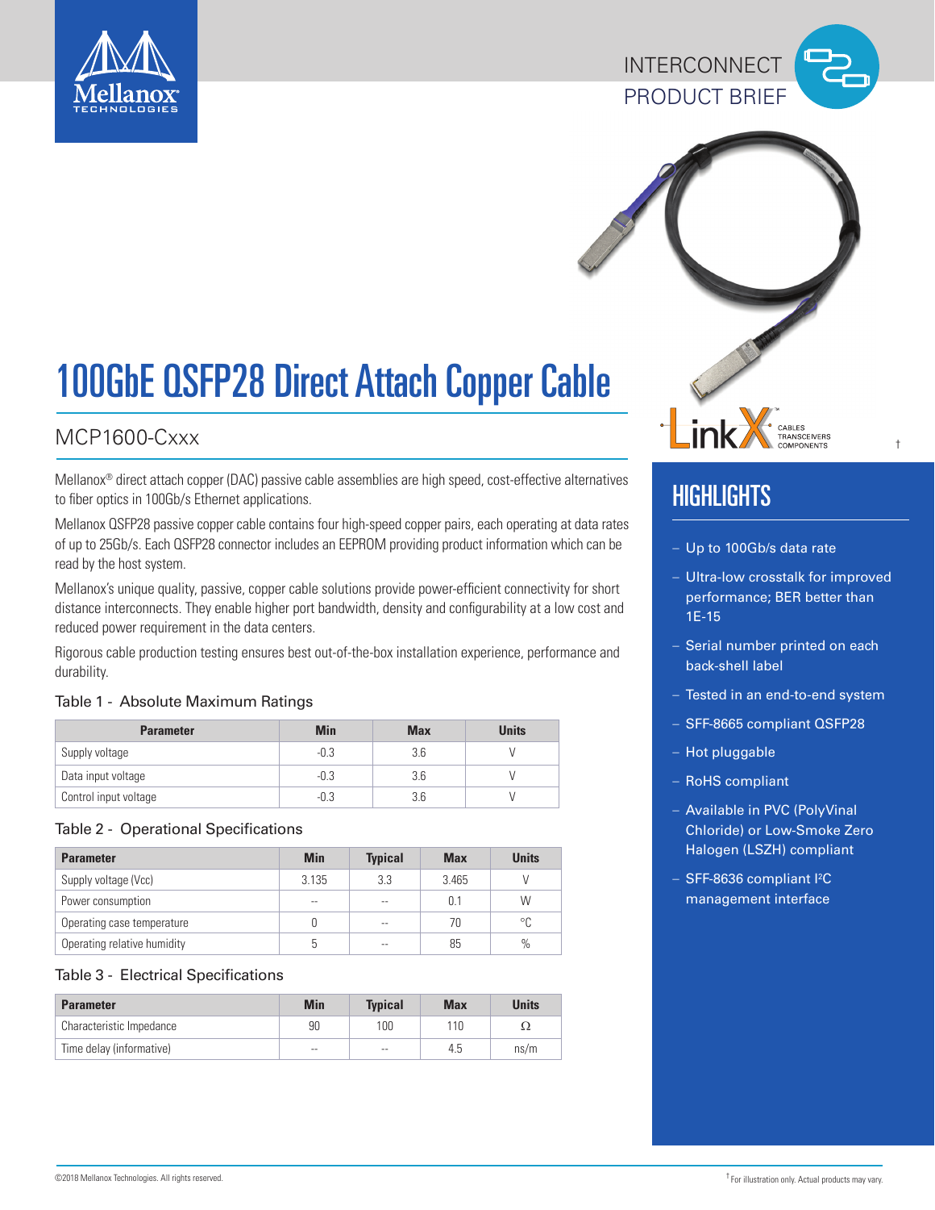INTERCONNECT
PRODUCT BRIEF

# 100GbE QSFP28 Direct Attach Copper Cable

## MCP1600-Cxxx

Mellanox® direct attach copper (DAC) passive cable assemblies are high speed, cost-effective alternatives to fiber optics in 100Gb/s Ethernet applications.

Mellanox QSFP28 passive copper cable contains four high-speed copper pairs, each operating at data rates of up to 25Gb/s. Each QSFP28 connector includes an EEPROM providing product information which can be read by the host system.

Mellanox's unique quality, passive, copper cable solutions provide power-efficient connectivity for short distance interconnects. They enable higher port bandwidth, density and configurability at a low cost and reduced power requirement in the data centers.

Rigorous cable production testing ensures best out-of-the-box installation experience, performance and durability.

Table 1 - Absolute Maximum Ratings

| Parameter | Min | Max | Units |
|---|---|---|---|
| Supply voltage | -0.3 | 3.6 | V |
| Data input voltage | -0.3 | 3.6 | V |
| Control input voltage | -0.3 | 3.6 | V |

Table 2 - Operational Specifications

| Parameter | Min | Typical | Max | Units |
|---|---|---|---|---|
| Supply voltage (Vcc) | 3.135 | 3.3 | 3.465 | V |
| Power consumption | -- | -- | 0.1 | W |
| Operating case temperature | 0 | -- | 70 | °C |
| Operating relative humidity | 5 | -- | 85 | % |

Table 3 - Electrical Specifications

| Parameter | Min | Typical | Max | Units |
|---|---|---|---|---|
| Characteristic Impedance | 90 | 100 | 110 | Ω |
| Time delay (informative) | -- | -- | 4.5 | ns/m |

LinkX™ CABLES TRANSCEIVERS COMPONENTS †

## HIGHLIGHTS

- Up to 100Gb/s data rate
- Ultra-low crosstalk for improved performance; BER better than 1E-15
- Serial number printed on each back-shell label
- Tested in an end-to-end system
- SFF-8665 compliant QSFP28
- Hot pluggable
- RoHS compliant
- Available in PVC (PolyVinal Chloride) or Low-Smoke Zero Halogen (LSZH) compliant
- SFF-8636 compliant I²C management interface

©2018 Mellanox Technologies. All rights reserved.

† For illustration only. Actual products may vary.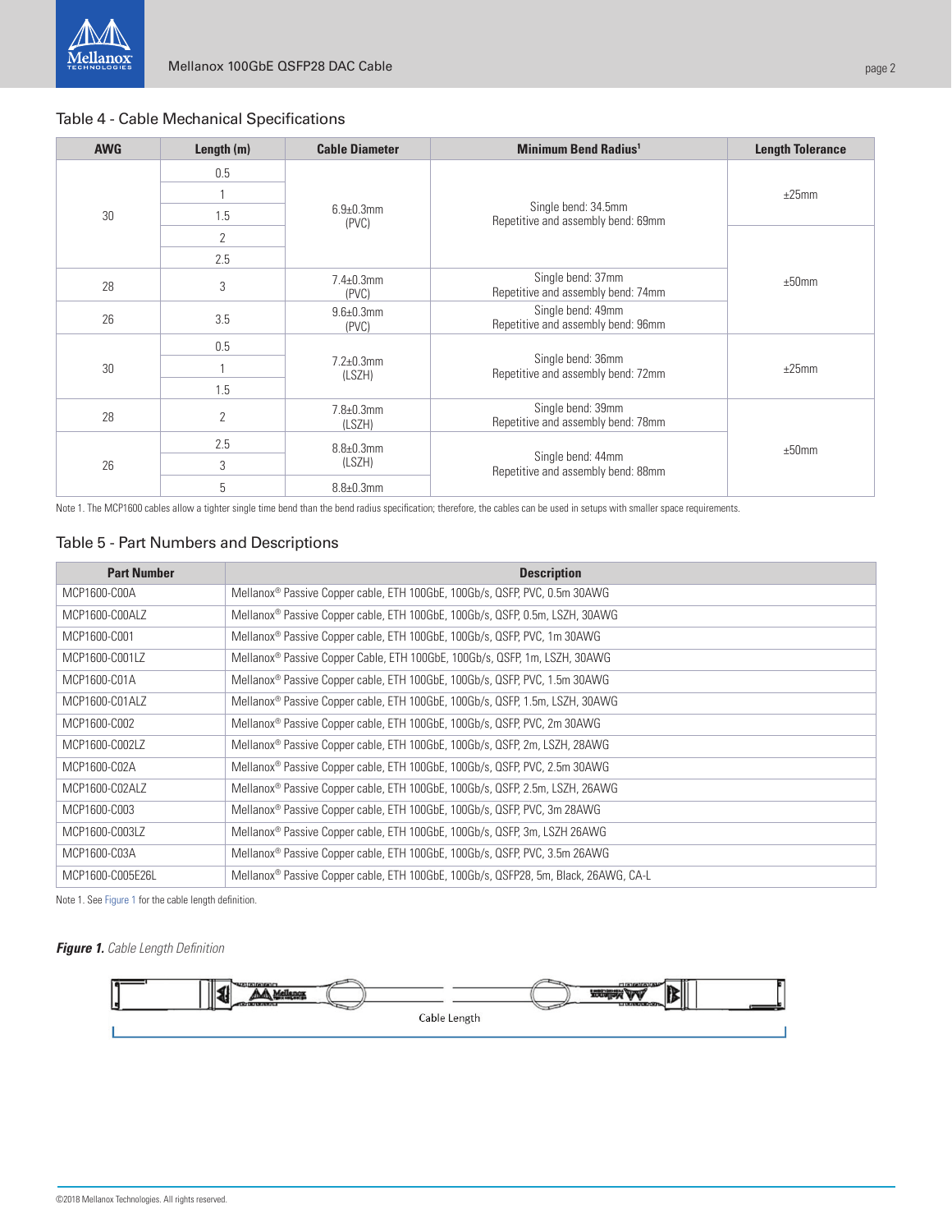## Table 4 - Cable Mechanical Specifications

| AWG | Length (m) | Cable Diameter | Minimum Bend Radius[1] | Length Tolerance |
|---|---|---|---|---|
| 30 | 0.5 | 6.9±0.3mm (PVC) | Single bend: 34.5mm Repetitive and assembly bend: 69mm | ±25mm |
| 30 | 1 | 6.9±0.3mm (PVC) | Single bend: 34.5mm Repetitive and assembly bend: 69mm | ±25mm |
| 30 | 1.5 | 6.9±0.3mm (PVC) | Single bend: 34.5mm Repetitive and assembly bend: 69mm | ±25mm |
| 30 | 2 | 6.9±0.3mm (PVC) | Single bend: 34.5mm Repetitive and assembly bend: 69mm | ±50mm |
| 30 | 2.5 | 6.9±0.3mm (PVC) | Single bend: 34.5mm Repetitive and assembly bend: 69mm | ±50mm |
| 28 | 3 | 7.4±0.3mm (PVC) | Single bend: 37mm Repetitive and assembly bend: 74mm | ±50mm |
| 26 | 3.5 | 9.6±0.3mm (PVC) | Single bend: 49mm Repetitive and assembly bend: 96mm | ±50mm |
| 30 | 0.5 | 7.2±0.3mm (LSZH) | Single bend: 36mm Repetitive and assembly bend: 72mm | ±25mm |
| 30 | 1 | 7.2±0.3mm (LSZH) | Single bend: 36mm Repetitive and assembly bend: 72mm | ±25mm |
| 30 | 1.5 | 7.2±0.3mm (LSZH) | Single bend: 36mm Repetitive and assembly bend: 72mm | ±25mm |
| 28 | 2 | 7.8±0.3mm (LSZH) | Single bend: 39mm Repetitive and assembly bend: 78mm | ±50mm |
| 26 | 2.5 | 8.8±0.3mm (LSZH) | Single bend: 44mm Repetitive and assembly bend: 88mm | ±50mm |
| 26 | 3 | 8.8±0.3mm (LSZH) | Single bend: 44mm Repetitive and assembly bend: 88mm | ±50mm |
| 26 | 5 | 8.8±0.3mm | Single bend: 44mm Repetitive and assembly bend: 88mm | ±50mm |

Note 1. The MCP1600 cables allow a tighter single time bend than the bend radius specification; therefore, the cables can be used in setups with smaller space requirements.

## Table 5 - Part Numbers and Descriptions

| Part Number | Description |
|---|---|
| MCP1600-C00A | Mellanox® Passive Copper cable, ETH 100GbE, 100Gb/s, QSFP, PVC, 0.5m 30AWG |
| MCP1600-C00ALZ | Mellanox® Passive Copper cable, ETH 100GbE, 100Gb/s, QSFP, 0.5m, LSZH, 30AWG |
| MCP1600-C001 | Mellanox® Passive Copper cable, ETH 100GbE, 100Gb/s, QSFP, PVC, 1m 30AWG |
| MCP1600-C001LZ | Mellanox® Passive Copper Cable, ETH 100GbE, 100Gb/s, QSFP, 1m, LSZH, 30AWG |
| MCP1600-C01A | Mellanox® Passive Copper cable, ETH 100GbE, 100Gb/s, QSFP, PVC, 1.5m 30AWG |
| MCP1600-C01ALZ | Mellanox® Passive Copper cable, ETH 100GbE, 100Gb/s, QSFP, 1.5m, LSZH, 30AWG |
| MCP1600-C002 | Mellanox® Passive Copper cable, ETH 100GbE, 100Gb/s, QSFP, PVC, 2m 30AWG |
| MCP1600-C002LZ | Mellanox® Passive Copper cable, ETH 100GbE, 100Gb/s, QSFP, 2m, LSZH, 28AWG |
| MCP1600-C02A | Mellanox® Passive Copper cable, ETH 100GbE, 100Gb/s, QSFP, PVC, 2.5m 30AWG |
| MCP1600-C02ALZ | Mellanox® Passive Copper cable, ETH 100GbE, 100Gb/s, QSFP, 2.5m, LSZH, 26AWG |
| MCP1600-C003 | Mellanox® Passive Copper cable, ETH 100GbE, 100Gb/s, QSFP, PVC, 3m 28AWG |
| MCP1600-C003LZ | Mellanox® Passive Copper cable, ETH 100GbE, 100Gb/s, QSFP, 3m, LSZH 26AWG |
| MCP1600-C03A | Mellanox® Passive Copper cable, ETH 100GbE, 100Gb/s, QSFP, PVC, 3.5m 26AWG |
| MCP1600-C005E26L | Mellanox® Passive Copper cable, ETH 100GbE, 100Gb/s, QSFP28, 5m, Black, 26AWG, CA-L |

Note 1. See Figure 1 for the cable length definition.

***Figure 1.*** *Cable Length Definition*

Cable Length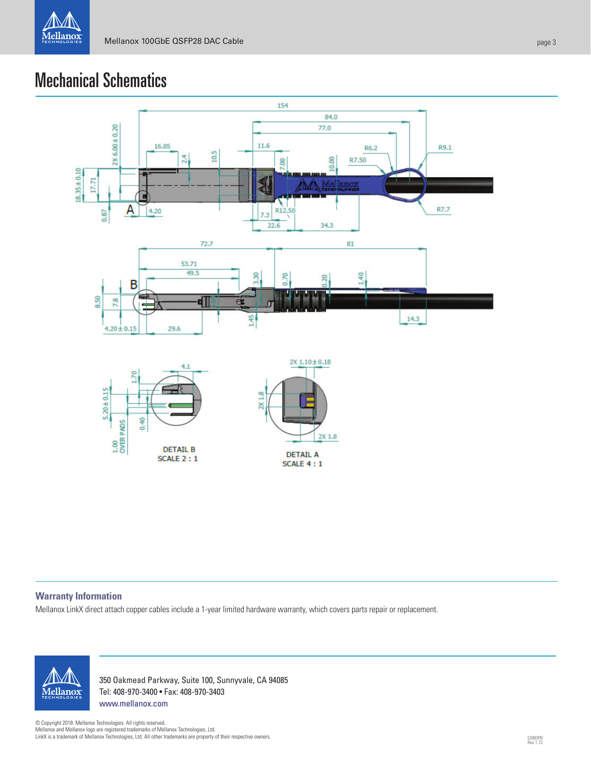# Mechanical Schematics

154

84.0

77.0

16.85

11.6

R6.2

R9.1

R7.50

2X 6.00 ± 0.20

2.4

10.5

7.00

10.00

18.35 ± 0.10

17.71

0.87

A

4.20

7.3

R12.50

R7.7

22.6

34.3

72.7

81

53.71

49.5

3.30

0.70

0.20

1.40

B

8.50

7.8

4.20 ± 0.15

29.6

1.45

14.3

4.1

1.70

5.20 ± 0.15

0.40

1.00 OVER PADS

DETAIL B
SCALE 2 : 1

2X 1.10 ± 0.18

2X 1.8

2X 1.8

DETAIL A
SCALE 4 : 1

## Warranty Information

Mellanox LinkX direct attach copper cables include a 1-year limited hardware warranty, which covers parts repair or replacement.

350 Oakmead Parkway, Suite 100, Sunnyvale, CA 94085
Tel: 408-970-3400 • Fax: 408-970-3403
www.mellanox.com

© Copyright 2018. Mellanox Technologies. All rights reserved.
Mellanox and Mellanox logo are registered trademarks of Mellanox Technologies, Ltd.
LinkX is a trademark of Mellanox Technologies, Ltd. All other trademarks are property of their respective owners.

53993PB
Rev 1.72